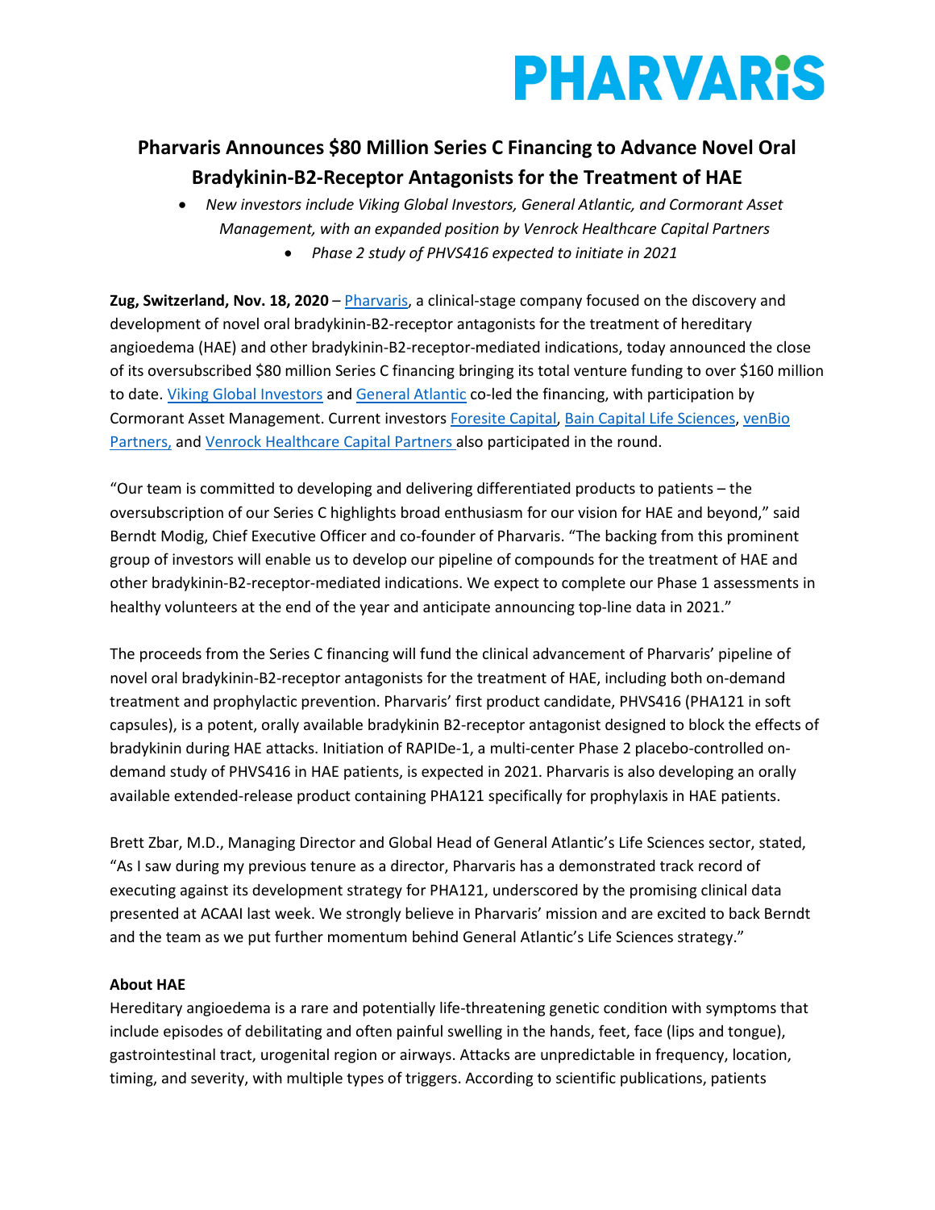PHARVARiS

# Pharvaris Announces $80 Million Series C Financing to Advance Novel Oral Bradykinin-B2-Receptor Antagonists for the Treatment of HAE

- *New investors include Viking Global Investors, General Atlantic, and Cormorant Asset Management, with an expanded position by Venrock Healthcare Capital Partners*
- *Phase 2 study of PHVS416 expected to initiate in 2021*

**Zug, Switzerland, Nov. 18, 2020** – Pharvaris, a clinical-stage company focused on the discovery and development of novel oral bradykinin-B2-receptor antagonists for the treatment of hereditary angioedema (HAE) and other bradykinin-B2-receptor-mediated indications, today announced the close of its oversubscribed $80 million Series C financing bringing its total venture funding to over $160 million to date. Viking Global Investors and General Atlantic co-led the financing, with participation by Cormorant Asset Management. Current investors Foresite Capital, Bain Capital Life Sciences, venBio Partners, and Venrock Healthcare Capital Partners also participated in the round.

"Our team is committed to developing and delivering differentiated products to patients – the oversubscription of our Series C highlights broad enthusiasm for our vision for HAE and beyond," said Berndt Modig, Chief Executive Officer and co-founder of Pharvaris. "The backing from this prominent group of investors will enable us to develop our pipeline of compounds for the treatment of HAE and other bradykinin-B2-receptor-mediated indications. We expect to complete our Phase 1 assessments in healthy volunteers at the end of the year and anticipate announcing top-line data in 2021."

The proceeds from the Series C financing will fund the clinical advancement of Pharvaris' pipeline of novel oral bradykinin-B2-receptor antagonists for the treatment of HAE, including both on-demand treatment and prophylactic prevention. Pharvaris' first product candidate, PHVS416 (PHA121 in soft capsules), is a potent, orally available bradykinin B2-receptor antagonist designed to block the effects of bradykinin during HAE attacks. Initiation of RAPIDe-1, a multi-center Phase 2 placebo-controlled on-demand study of PHVS416 in HAE patients, is expected in 2021. Pharvaris is also developing an orally available extended-release product containing PHA121 specifically for prophylaxis in HAE patients.

Brett Zbar, M.D., Managing Director and Global Head of General Atlantic's Life Sciences sector, stated, "As I saw during my previous tenure as a director, Pharvaris has a demonstrated track record of executing against its development strategy for PHA121, underscored by the promising clinical data presented at ACAAI last week. We strongly believe in Pharvaris' mission and are excited to back Berndt and the team as we put further momentum behind General Atlantic's Life Sciences strategy."

**About HAE**

Hereditary angioedema is a rare and potentially life-threatening genetic condition with symptoms that include episodes of debilitating and often painful swelling in the hands, feet, face (lips and tongue), gastrointestinal tract, urogenital region or airways. Attacks are unpredictable in frequency, location, timing, and severity, with multiple types of triggers. According to scientific publications, patients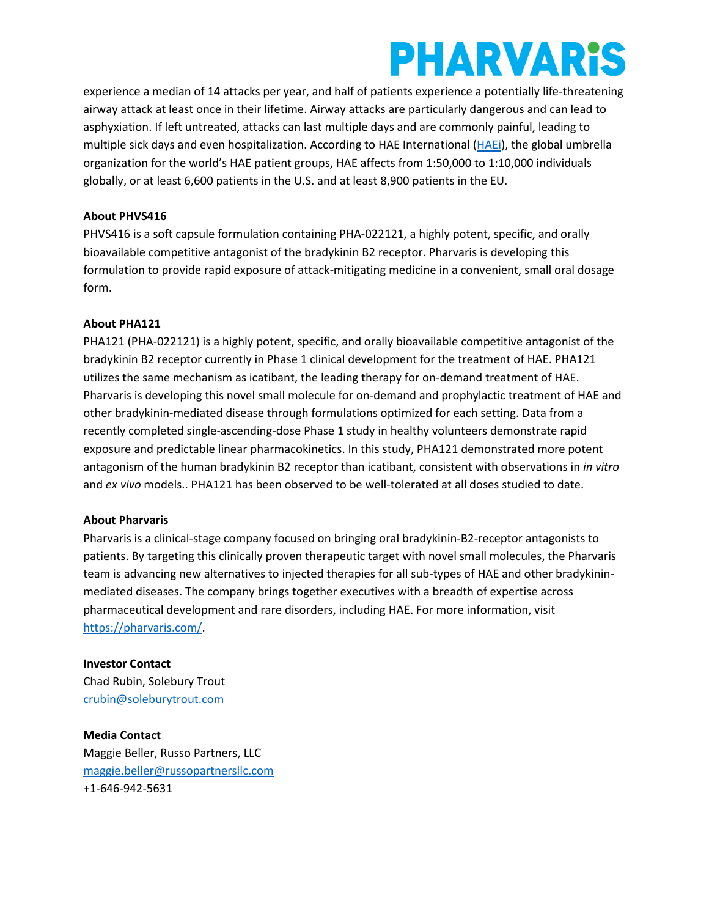experience a median of 14 attacks per year, and half of patients experience a potentially life-threatening airway attack at least once in their lifetime. Airway attacks are particularly dangerous and can lead to asphyxiation. If left untreated, attacks can last multiple days and are commonly painful, leading to multiple sick days and even hospitalization. According to HAE International ([HAEi](HAEi)), the global umbrella organization for the world's HAE patient groups, HAE affects from 1:50,000 to 1:10,000 individuals globally, or at least 6,600 patients in the U.S. and at least 8,900 patients in the EU.

**About PHVS416**

PHVS416 is a soft capsule formulation containing PHA-022121, a highly potent, specific, and orally bioavailable competitive antagonist of the bradykinin B2 receptor. Pharvaris is developing this formulation to provide rapid exposure of attack-mitigating medicine in a convenient, small oral dosage form.

**About PHA121**

PHA121 (PHA-022121) is a highly potent, specific, and orally bioavailable competitive antagonist of the bradykinin B2 receptor currently in Phase 1 clinical development for the treatment of HAE. PHA121 utilizes the same mechanism as icatibant, the leading therapy for on-demand treatment of HAE. Pharvaris is developing this novel small molecule for on-demand and prophylactic treatment of HAE and other bradykinin-mediated disease through formulations optimized for each setting. Data from a recently completed single-ascending-dose Phase 1 study in healthy volunteers demonstrate rapid exposure and predictable linear pharmacokinetics. In this study, PHA121 demonstrated more potent antagonism of the human bradykinin B2 receptor than icatibant, consistent with observations in *in vitro* and *ex vivo* models.. PHA121 has been observed to be well-tolerated at all doses studied to date.

**About Pharvaris**

Pharvaris is a clinical-stage company focused on bringing oral bradykinin-B2-receptor antagonists to patients. By targeting this clinically proven therapeutic target with novel small molecules, the Pharvaris team is advancing new alternatives to injected therapies for all sub-types of HAE and other bradykinin-mediated diseases. The company brings together executives with a breadth of expertise across pharmaceutical development and rare disorders, including HAE. For more information, visit [https://pharvaris.com/](https://pharvaris.com/).

**Investor Contact**
Chad Rubin, Solebury Trout
[crubin@soleburytrout.com](mailto:crubin@soleburytrout.com)

**Media Contact**
Maggie Beller, Russo Partners, LLC
[maggie.beller@russopartnersllc.com](mailto:maggie.beller@russopartnersllc.com)
+1-646-942-5631